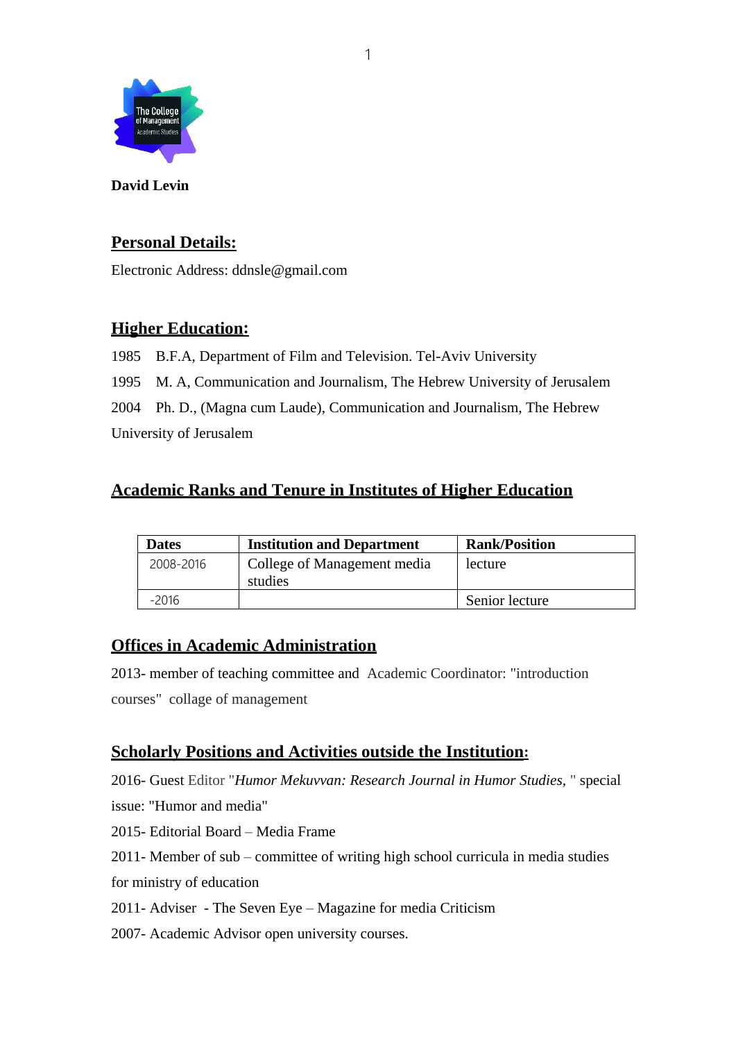**David Levin**

## Personal Details:

Electronic Address: ddnsle@gmail.com

## Higher Education:

1985 B.F.A, Department of Film and Television. Tel-Aviv University

1995 M. A, Communication and Journalism, The Hebrew University of Jerusalem

2004 Ph. D., (Magna cum Laude), Communication and Journalism, The Hebrew University of Jerusalem

## Academic Ranks and Tenure in Institutes of Higher Education

| Dates | Institution and Department | Rank/Position |
|---|---|---|
| 2008-2016 | College of Management media studies | lecture |
| -2016 | | Senior lecture |

## Offices in Academic Administration

2013- member of teaching committee and Academic Coordinator: "introduction courses" collage of management

## Scholarly Positions and Activities outside the Institution:

2016- Guest Editor "*Humor Mekuvvan: Research Journal in Humor Studies*, " special issue: "Humor and media"

2015- Editorial Board – Media Frame

2011- Member of sub – committee of writing high school curricula in media studies for ministry of education

2011- Adviser - The Seven Eye – Magazine for media Criticism

2007- Academic Advisor open university courses.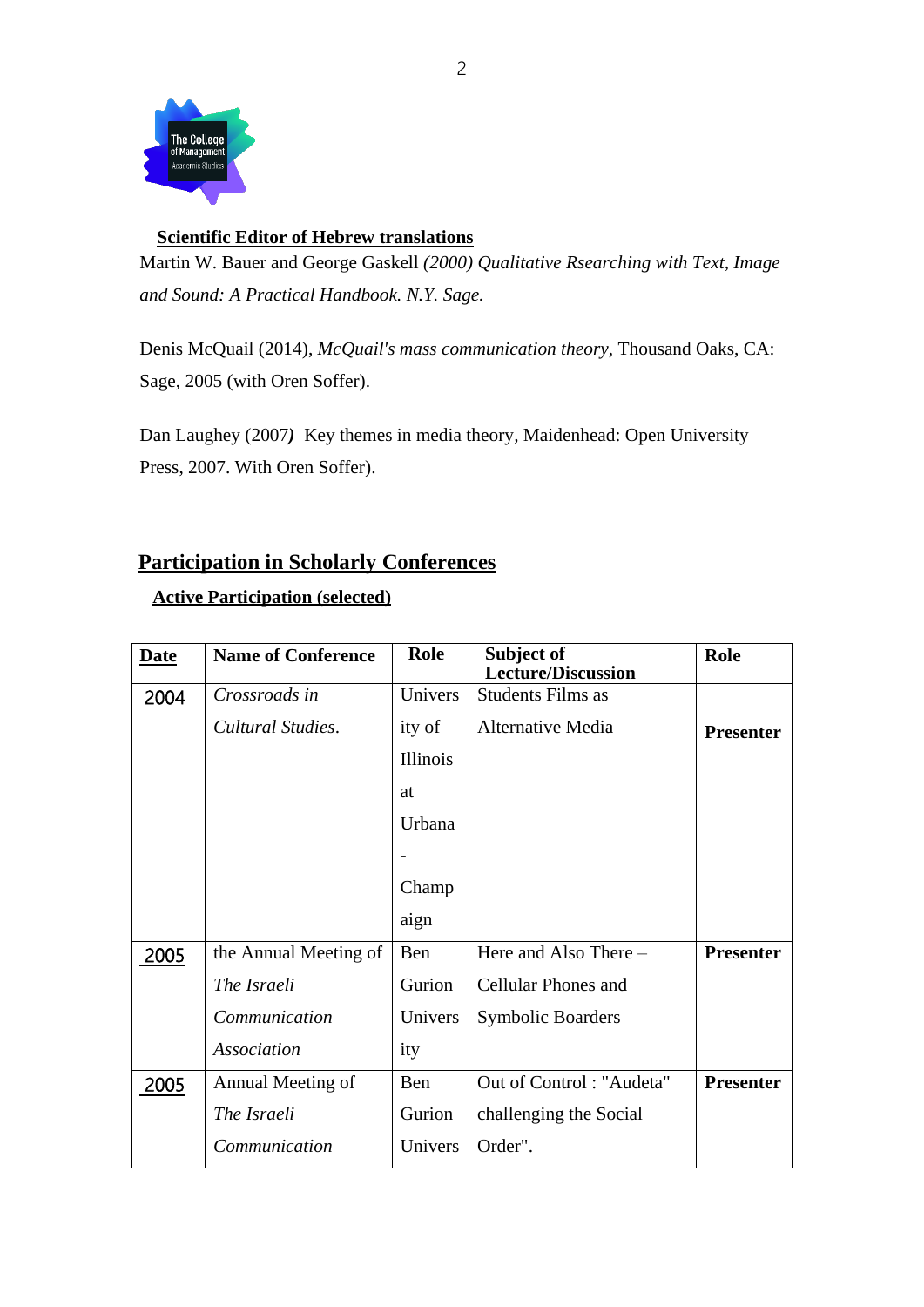**Scientific Editor of Hebrew translations**

Martin W. Bauer and George Gaskell *(2000) Qualitative Rsearching with Text, Image and Sound: A Practical Handbook. N.Y. Sage.*

Denis McQuail (2014), *McQuail's mass communication theory*, Thousand Oaks, CA: Sage, 2005 (with Oren Soffer).

Dan Laughey (2007*)* Key themes in media theory, Maidenhead: Open University Press, 2007. With Oren Soffer).

## Participation in Scholarly Conferences

### Active Participation (selected)

| Date | Name of Conference | Role | Subject of Lecture/Discussion | Role |
|---|---|---|---|---|
| 2004 | *Crossroads in Cultural Studies*. | University of Illinois at Urbana - Champaign | Students Films as Alternative Media | **Presenter** |
| 2005 | the Annual Meeting of *The Israeli Communication Association* | Ben Gurion University | Here and Also There – Cellular Phones and Symbolic Boarders | **Presenter** |
| 2005 | Annual Meeting of *The Israeli Communication* | Ben Gurion Univers | Out of Control : "Audeta" challenging the Social Order". | **Presenter** |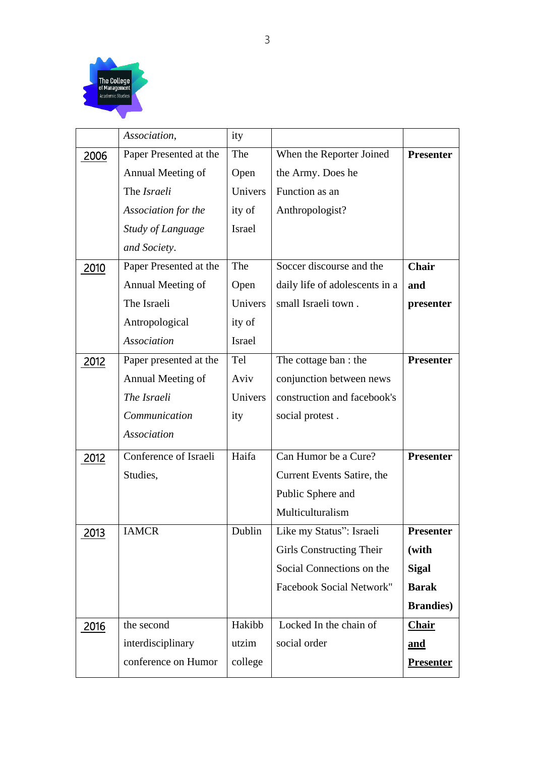| | | | | |
|---|---|---|---|---|
| | *Association*, | ity | | |
| 2006 | Paper Presented at the Annual Meeting of The *Israeli Association for the Study of Language and Society*. | The Open University of Israel | When the Reporter Joined the Army. Does he Function as an Anthropologist? | **Presenter** |
| 2010 | Paper Presented at the Annual Meeting of The Israeli Antropological *Association* | The Open University of Israel | Soccer discourse and the daily life of adolescents in a small Israeli town . | **Chair and presenter** |
| 2012 | Paper presented at the Annual Meeting of *The Israeli Communication Association* | Tel Aviv University | The cottage ban : the conjunction between news construction and facebook's social protest . | **Presenter** |
| 2012 | Conference of Israeli Studies, | Haifa | Can Humor be a Cure? Current Events Satire, the Public Sphere and Multiculturalism | **Presenter** |
| 2013 | IAMCR | Dublin | Like my Status": Israeli Girls Constructing Their Social Connections on the Facebook Social Network" | **Presenter (with Sigal Barak Brandies)** |
| 2016 | the second interdisciplinary conference on Humor | Hakibbutzim college | Locked In the chain of social order | **Chair and Presenter** |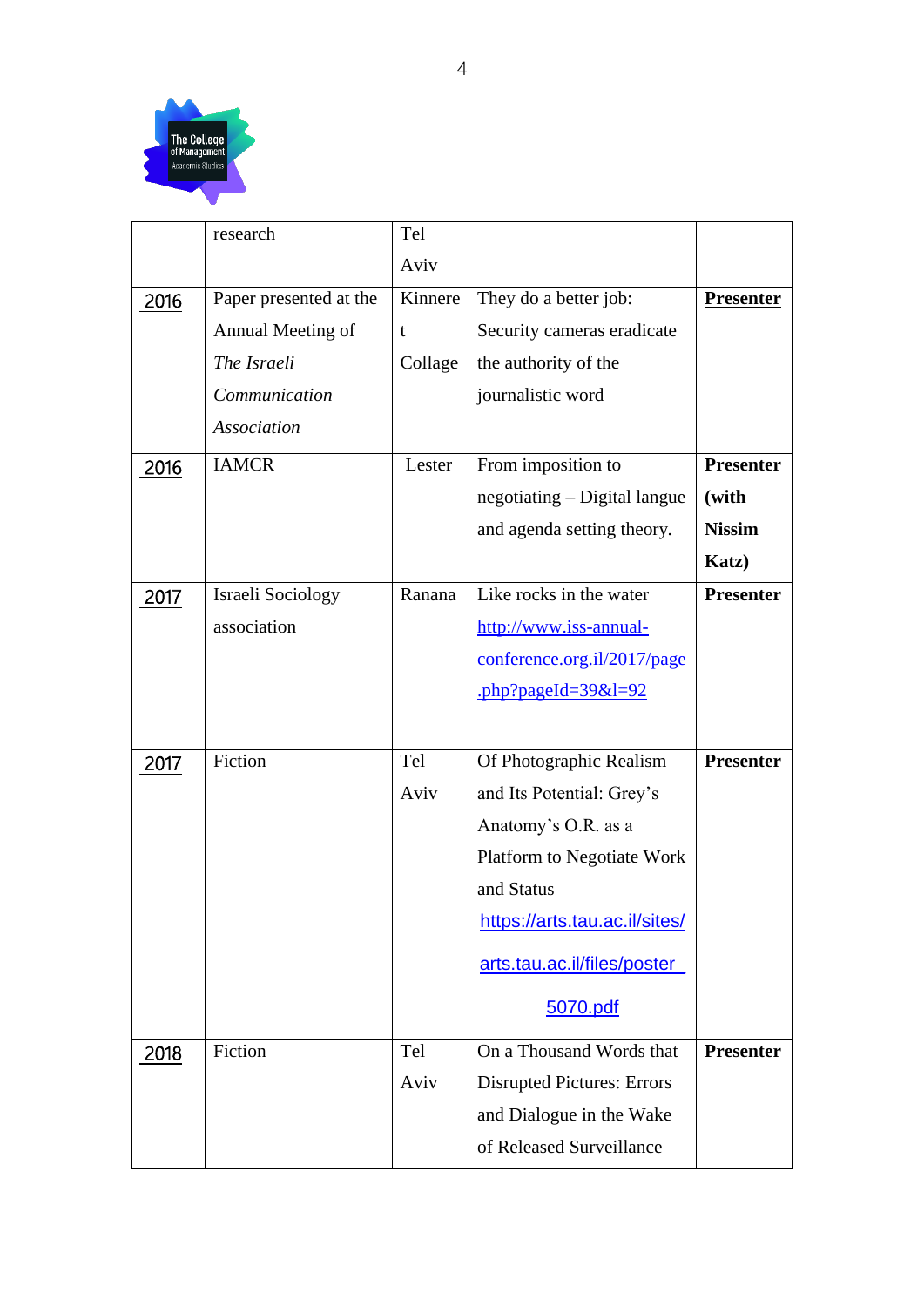| | research | Tel Aviv | | |
|---|---|---|---|---|
| 2016 | Paper presented at the Annual Meeting of *The Israeli Communication Association* | Kinneret Collage | They do a better job: Security cameras eradicate the authority of the journalistic word | **Presenter** |
| 2016 | IAMCR | Lester | From imposition to negotiating – Digital langue and agenda setting theory. | **Presenter (with Nissim Katz)** |
| 2017 | Israeli Sociology association | Ranana | Like rocks in the water http://www.iss-annual-conference.org.il/2017/page.php?pageId=39&l=92 | **Presenter** |
| 2017 | Fiction | Tel Aviv | Of Photographic Realism and Its Potential: Grey's Anatomy's O.R. as a Platform to Negotiate Work and Status https://arts.tau.ac.il/sites/arts.tau.ac.il/files/poster_5070.pdf | **Presenter** |
| 2018 | Fiction | Tel Aviv | On a Thousand Words that Disrupted Pictures: Errors and Dialogue in the Wake of Released Surveillance | **Presenter** |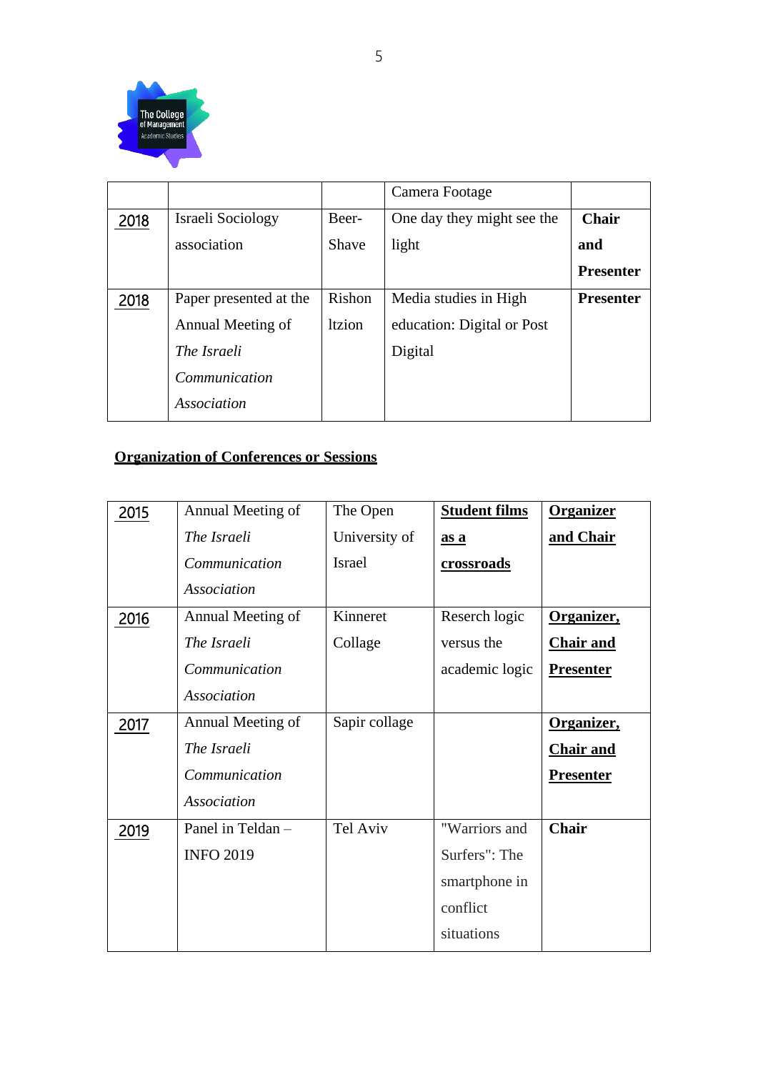| | | | Camera Footage | |
|---|---|---|---|---|
| 2018 | Israeli Sociology association | Beer-Shave | One day they might see the light | **Chair and Presenter** |
| 2018 | Paper presented at the Annual Meeting of *The Israeli Communication Association* | Rishon ltzion | Media studies in High education: Digital or Post Digital | **Presenter** |

## Organization of Conferences or Sessions

| 2015 | Annual Meeting of *The Israeli Communication Association* | The Open University of Israel | **Student films as a crossroads** | **Organizer and Chair** |
|---|---|---|---|---|
| 2016 | Annual Meeting of *The Israeli Communication Association* | Kinneret Collage | Reserch logic versus the academic logic | **Organizer, Chair and Presenter** |
| 2017 | Annual Meeting of *The Israeli Communication Association* | Sapir collage | | **Organizer, Chair and Presenter** |
| 2019 | Panel in Teldan – INFO 2019 | Tel Aviv | "Warriors and Surfers": The smartphone in conflict situations | **Chair** |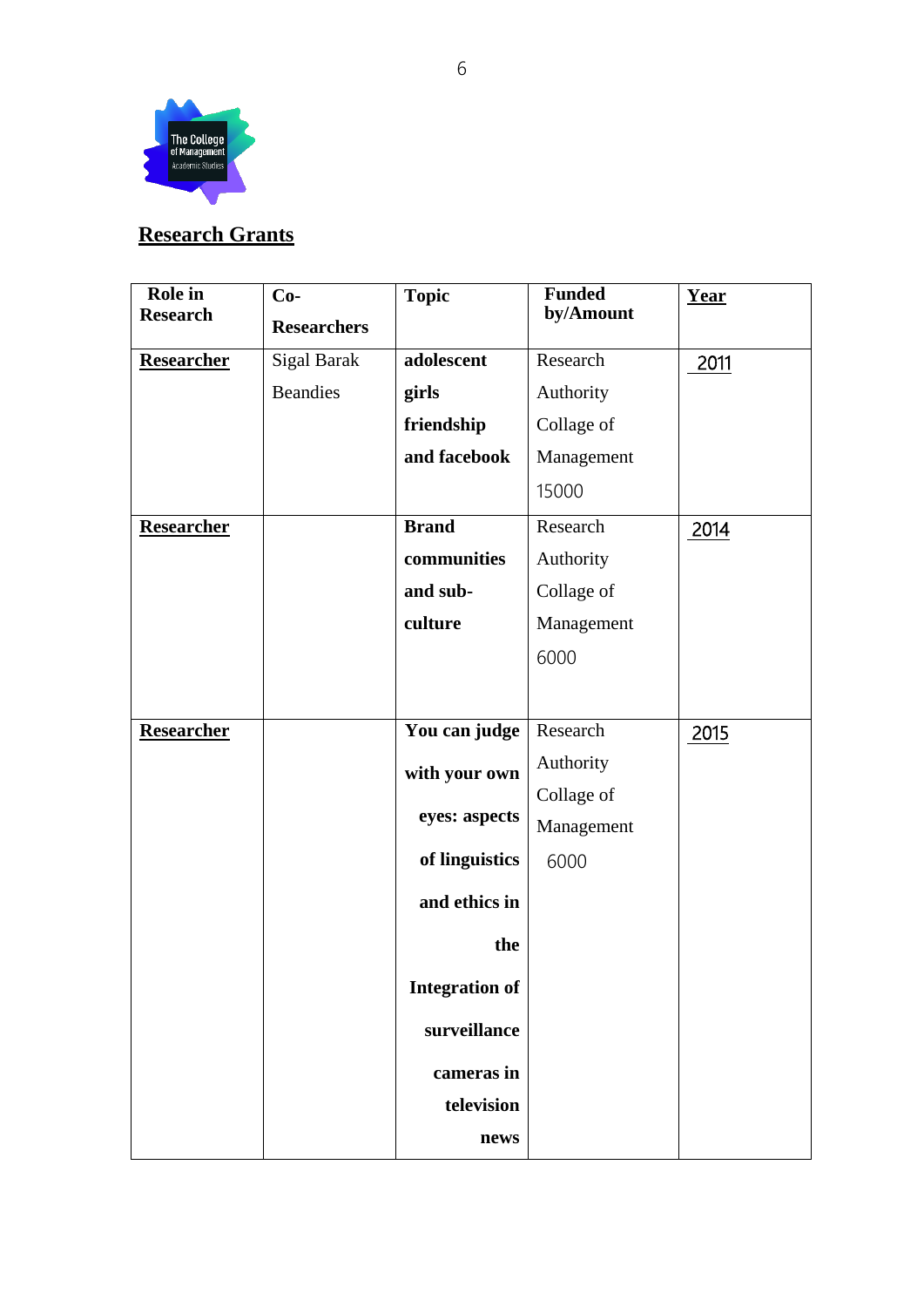## Research Grants

| Role in Research | Co-Researchers | Topic | Funded by/Amount | Year |
|---|---|---|---|---|
| Researcher | Sigal Barak Beandies | **adolescent girls friendship and facebook** | Research Authority Collage of Management 15000 | 2011 |
| Researcher | | **Brand communities and sub-culture** | Research Authority Collage of Management 6000 | 2014 |
| Researcher | | **You can judge with your own eyes: aspects of linguistics and ethics in the Integration of surveillance cameras in television news** | Research Authority Collage of Management 6000 | 2015 |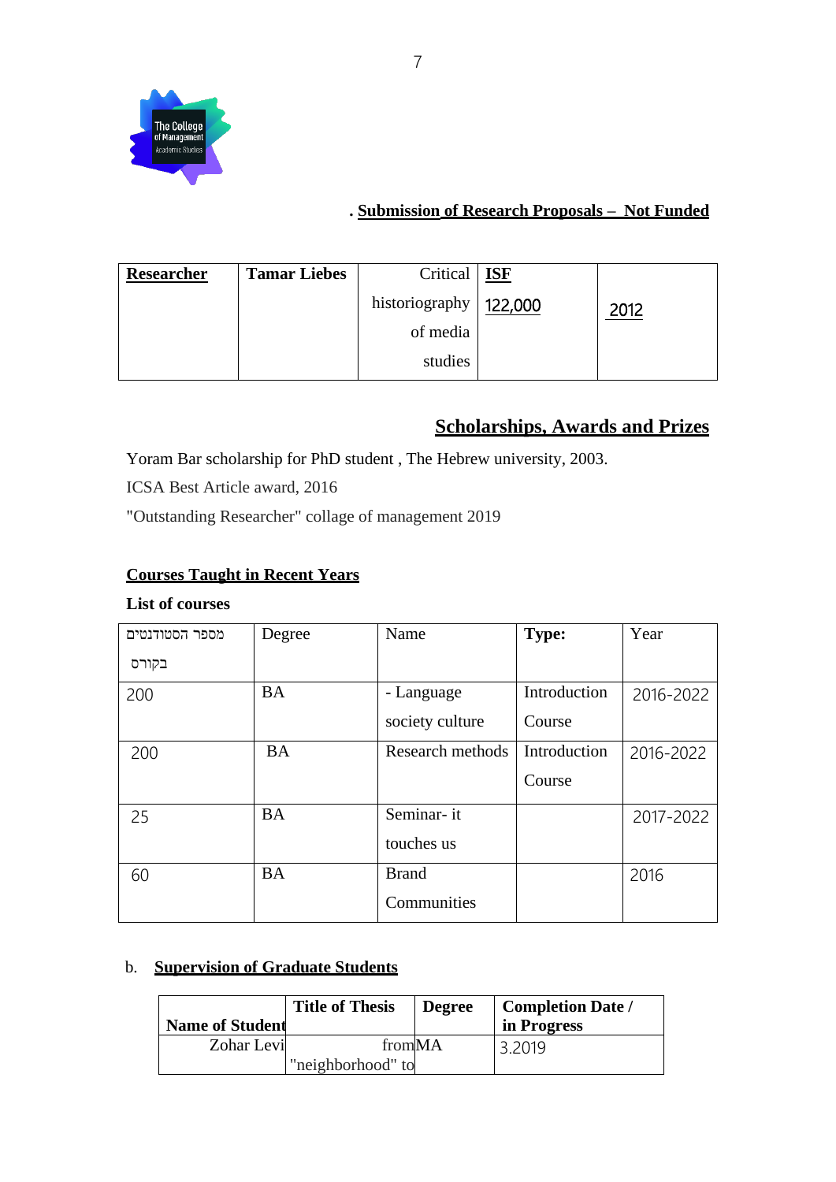## . Submission of Research Proposals – Not Funded

| **Researcher** | **Tamar Liebes** | Critical historiography of media studies | **ISF** 122,000 | 2012 |
|---|---|---|---|---|

## Scholarships, Awards and Prizes

Yoram Bar scholarship for PhD student , The Hebrew university, 2003.

ICSA Best Article award, 2016

"Outstanding Researcher" collage of management 2019

### Courses Taught in Recent Years

**List of courses**

| מספר הסטודנטים בקורס | Degree | Name | **Type:** | Year |
|---|---|---|---|---|
| 200 | BA | - Language society culture | Introduction Course | 2016-2022 |
| 200 | BA | Research methods | Introduction Course | 2016-2022 |
| 25 | BA | Seminar- it touches us | | 2017-2022 |
| 60 | BA | Brand Communities | | 2016 |

b. **Supervision of Graduate Students**

| **Name of Student** | **Title of Thesis** | **Degree** | **Completion Date / in Progress** |
|---|---|---|---|
| Zohar Levi | from "neighborhood" to | MA | 3.2019 |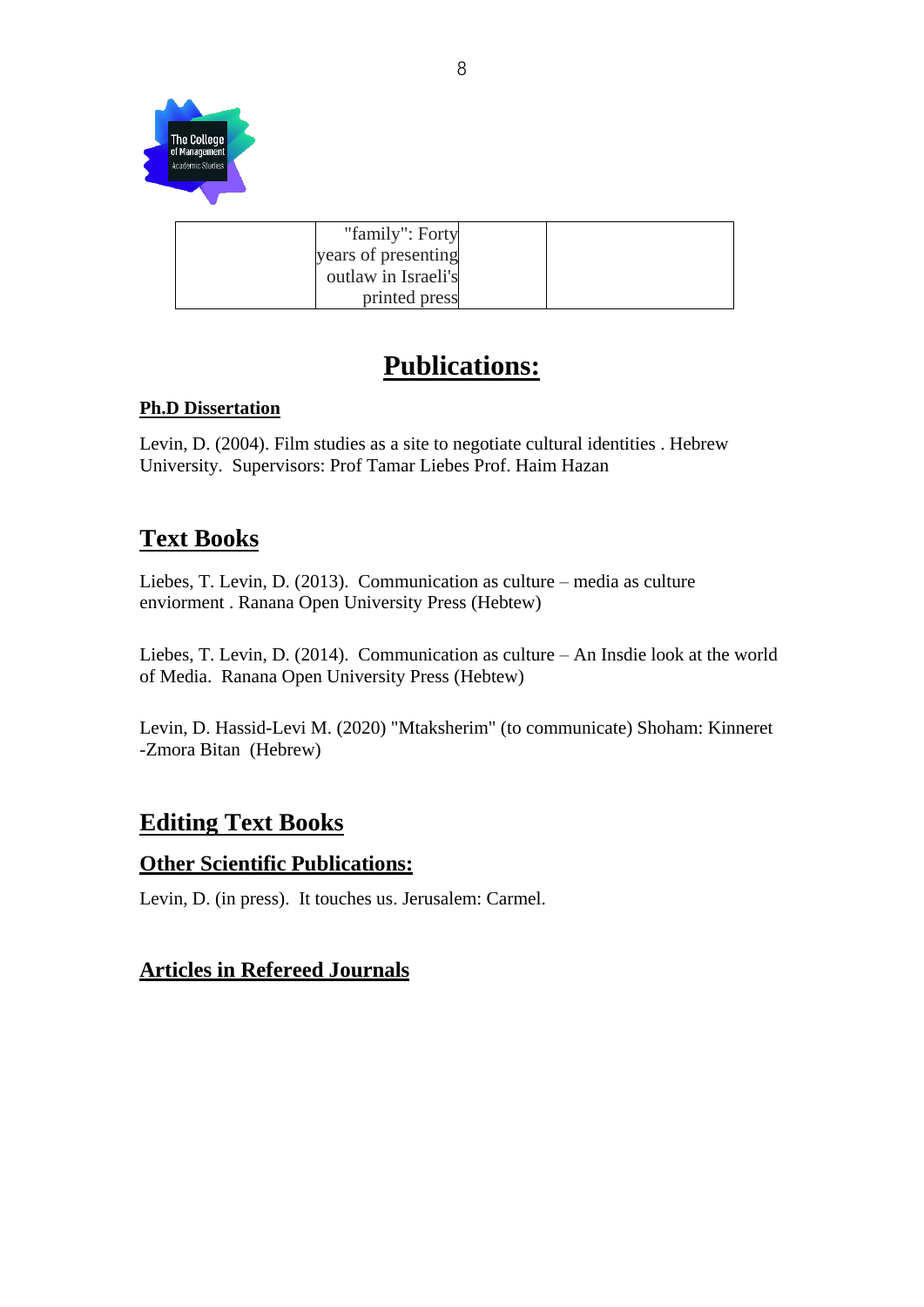| | "family": Forty years of presenting outlaw in Israeli's printed press | | |
|---|---|---|---|

# Publications:

**Ph.D Dissertation**

Levin, D. (2004). Film studies as a site to negotiate cultural identities . Hebrew University. Supervisors: Prof Tamar Liebes Prof. Haim Hazan

## Text Books

Liebes, T. Levin, D. (2013). Communication as culture – media as culture enviorment . Ranana Open University Press (Hebtew)

Liebes, T. Levin, D. (2014). Communication as culture – An Insdie look at the world of Media. Ranana Open University Press (Hebtew)

Levin, D. Hassid-Levi M. (2020) "Mtaksherim" (to communicate) Shoham: Kinneret -Zmora Bitan (Hebrew)

## Editing Text Books

### Other Scientific Publications:

Levin, D. (in press). It touches us. Jerusalem: Carmel.

### Articles in Refereed Journals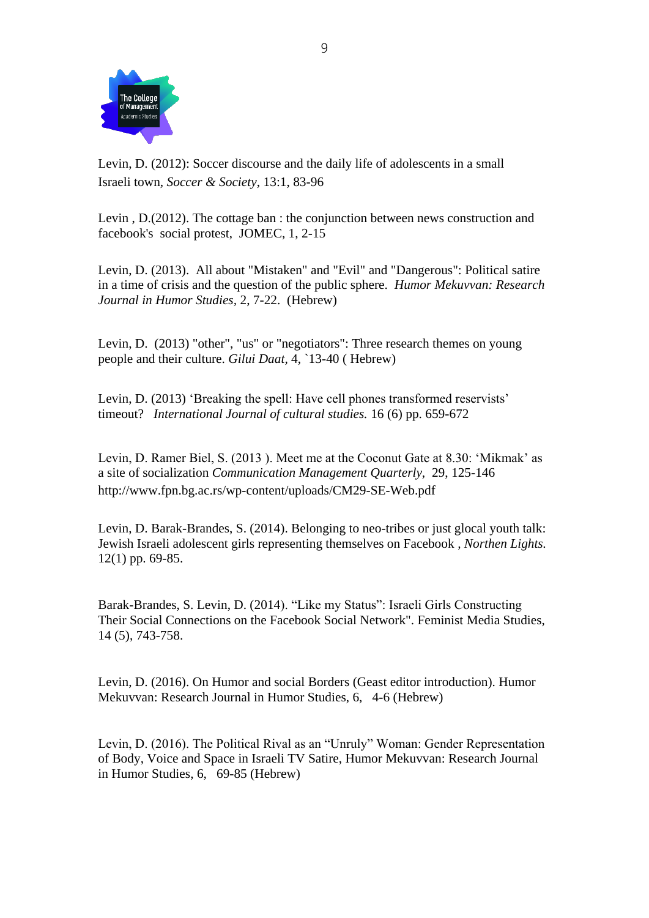Levin, D. (2012): Soccer discourse and the daily life of adolescents in a small Israeli town, *Soccer & Society*, 13:1, 83-96

Levin , D.(2012). The cottage ban : the conjunction between news construction and facebook's social protest, JOMEC, 1, 2-15

Levin, D. (2013). All about "Mistaken" and "Evil" and "Dangerous": Political satire in a time of crisis and the question of the public sphere. *Humor Mekuvvan: Research Journal in Humor Studies*, 2, 7-22. (Hebrew)

Levin, D. (2013) "other", "us" or "negotiators": Three research themes on young people and their culture. *Gilui Daat*, 4, `13-40 ( Hebrew)

Levin, D. (2013) 'Breaking the spell: Have cell phones transformed reservists' timeout? *International Journal of cultural studies.* 16 (6) pp. 659-672

Levin, D. Ramer Biel, S. (2013 ). Meet me at the Coconut Gate at 8.30: 'Mikmak' as a site of socialization *Communication Management Quarterly*, 29, 125-146 http://www.fpn.bg.ac.rs/wp-content/uploads/CM29-SE-Web.pdf

Levin, D. Barak-Brandes, S. (2014). Belonging to neo-tribes or just glocal youth talk: Jewish Israeli adolescent girls representing themselves on Facebook , *Northen Lights.* 12(1) pp. 69-85.

Barak-Brandes, S. Levin, D. (2014). "Like my Status": Israeli Girls Constructing Their Social Connections on the Facebook Social Network". Feminist Media Studies, 14 (5), 743-758.

Levin, D. (2016). On Humor and social Borders (Geast editor introduction). Humor Mekuvvan: Research Journal in Humor Studies, 6, 4-6 (Hebrew)

Levin, D. (2016). The Political Rival as an "Unruly" Woman: Gender Representation of Body, Voice and Space in Israeli TV Satire, Humor Mekuvvan: Research Journal in Humor Studies, 6, 69-85 (Hebrew)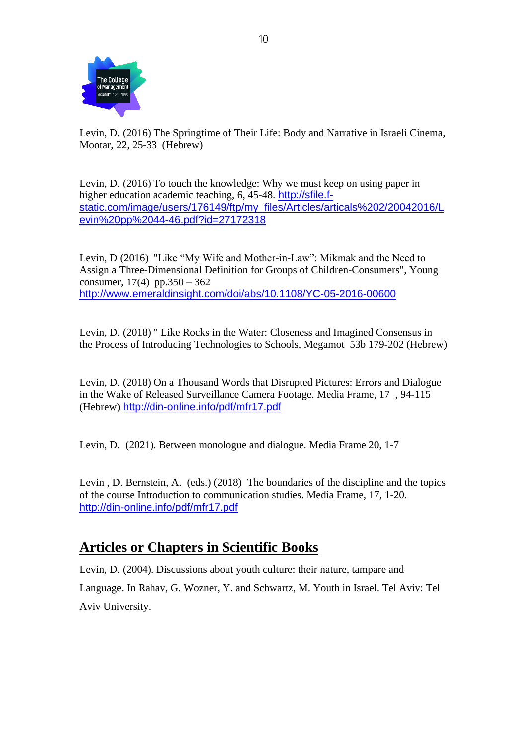Levin, D. (2016) The Springtime of Their Life: Body and Narrative in Israeli Cinema, Mootar, 22, 25-33 (Hebrew)

Levin, D. (2016) To touch the knowledge: Why we must keep on using paper in higher education academic teaching, 6, 45-48. http://sfile.f-static.com/image/users/176149/ftp/my_files/Articles/articals%202/20042016/Levin%20pp%2044-46.pdf?id=27172318

Levin, D (2016) "Like "My Wife and Mother-in-Law": Mikmak and the Need to Assign a Three-Dimensional Definition for Groups of Children-Consumers", Young consumer, 17(4) pp.350 – 362 http://www.emeraldinsight.com/doi/abs/10.1108/YC-05-2016-00600

Levin, D. (2018) " Like Rocks in the Water: Closeness and Imagined Consensus in the Process of Introducing Technologies to Schools, Megamot 53b 179-202 (Hebrew)

Levin, D. (2018) On a Thousand Words that Disrupted Pictures: Errors and Dialogue in the Wake of Released Surveillance Camera Footage. Media Frame, 17 , 94-115 (Hebrew) http://din-online.info/pdf/mfr17.pdf

Levin, D. (2021). Between monologue and dialogue. Media Frame 20, 1-7

Levin , D. Bernstein, A. (eds.) (2018) The boundaries of the discipline and the topics of the course Introduction to communication studies. Media Frame, 17, 1-20. http://din-online.info/pdf/mfr17.pdf

## Articles or Chapters in Scientific Books

Levin, D. (2004). Discussions about youth culture: their nature, tampare and Language. In Rahav, G. Wozner, Y. and Schwartz, M. Youth in Israel. Tel Aviv: Tel Aviv University.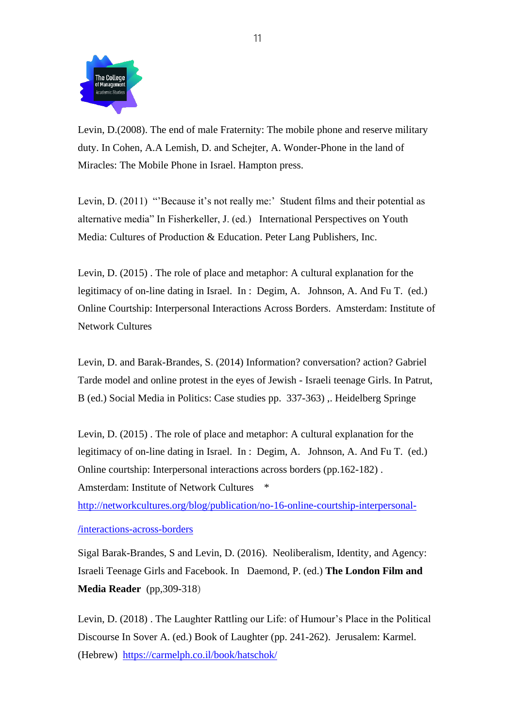Levin, D.(2008). The end of male Fraternity: The mobile phone and reserve military duty. In Cohen, A.A Lemish, D. and Schejter, A. Wonder-Phone in the land of Miracles: The Mobile Phone in Israel. Hampton press.

Levin, D. (2011) "'Because it's not really me:' Student films and their potential as alternative media" In Fisherkeller, J. (ed.) International Perspectives on Youth Media: Cultures of Production & Education. Peter Lang Publishers, Inc.

Levin, D. (2015) . The role of place and metaphor: A cultural explanation for the legitimacy of on-line dating in Israel. In : Degim, A. Johnson, A. And Fu T. (ed.) Online Courtship: Interpersonal Interactions Across Borders. Amsterdam: Institute of Network Cultures

Levin, D. and Barak-Brandes, S. (2014) Information? conversation? action? Gabriel Tarde model and online protest in the eyes of Jewish - Israeli teenage Girls. In Patrut, B (ed.) Social Media in Politics: Case studies pp. 337-363) ,. Heidelberg Springe

Levin, D. (2015) . The role of place and metaphor: A cultural explanation for the legitimacy of on-line dating in Israel. In : Degim, A. Johnson, A. And Fu T. (ed.) Online courtship: Interpersonal interactions across borders (pp.162-182) . Amsterdam: Institute of Network Cultures *
http://networkcultures.org/blog/publication/no-16-online-courtship-interpersonal-/interactions-across-borders

Sigal Barak-Brandes, S and Levin, D. (2016). Neoliberalism, Identity, and Agency: Israeli Teenage Girls and Facebook. In Daemond, P. (ed.) **The London Film and Media Reader** (pp,309-318)

Levin, D. (2018) . The Laughter Rattling our Life: of Humour's Place in the Political Discourse In Sover A. (ed.) Book of Laughter (pp. 241-262). Jerusalem: Karmel. (Hebrew) https://carmelph.co.il/book/hatschok/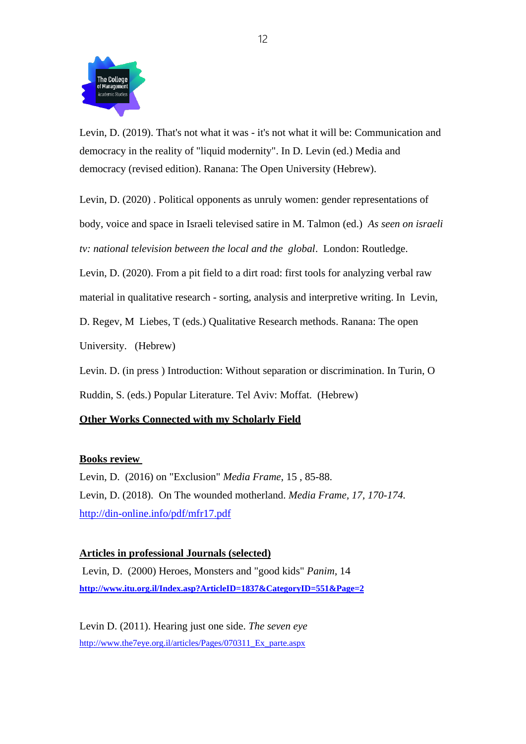Levin, D. (2019). That's not what it was - it's not what it will be: Communication and democracy in the reality of "liquid modernity". In D. Levin (ed.) Media and democracy (revised edition). Ranana: The Open University (Hebrew).

Levin, D. (2020) . Political opponents as unruly women: gender representations of body, voice and space in Israeli televised satire in M. Talmon (ed.) *As seen on israeli tv: national television between the local and the global*. London: Routledge.

Levin, D. (2020). From a pit field to a dirt road: first tools for analyzing verbal raw material in qualitative research - sorting, analysis and interpretive writing. In Levin, D. Regev, M Liebes, T (eds.) Qualitative Research methods. Ranana: The open University. (Hebrew)

Levin. D. (in press ) Introduction: Without separation or discrimination. In Turin, O Ruddin, S. (eds.) Popular Literature. Tel Aviv: Moffat. (Hebrew)

**Other Works Connected with my Scholarly Field**

**Books review**

Levin, D. (2016) on "Exclusion" *Media Frame*, 15 , 85-88.

Levin, D. (2018). On The wounded motherland. *Media Frame, 17, 170-174.*
http://din-online.info/pdf/mfr17.pdf

**Articles in professional Journals (selected)**

Levin, D. (2000) Heroes, Monsters and "good kids" *Panim*, 14
**http://www.itu.org.il/Index.asp?ArticleID=1837&CategoryID=551&Page=2**

Levin D. (2011). Hearing just one side. *The seven eye*
http://www.the7eye.org.il/articles/Pages/070311_Ex_parte.aspx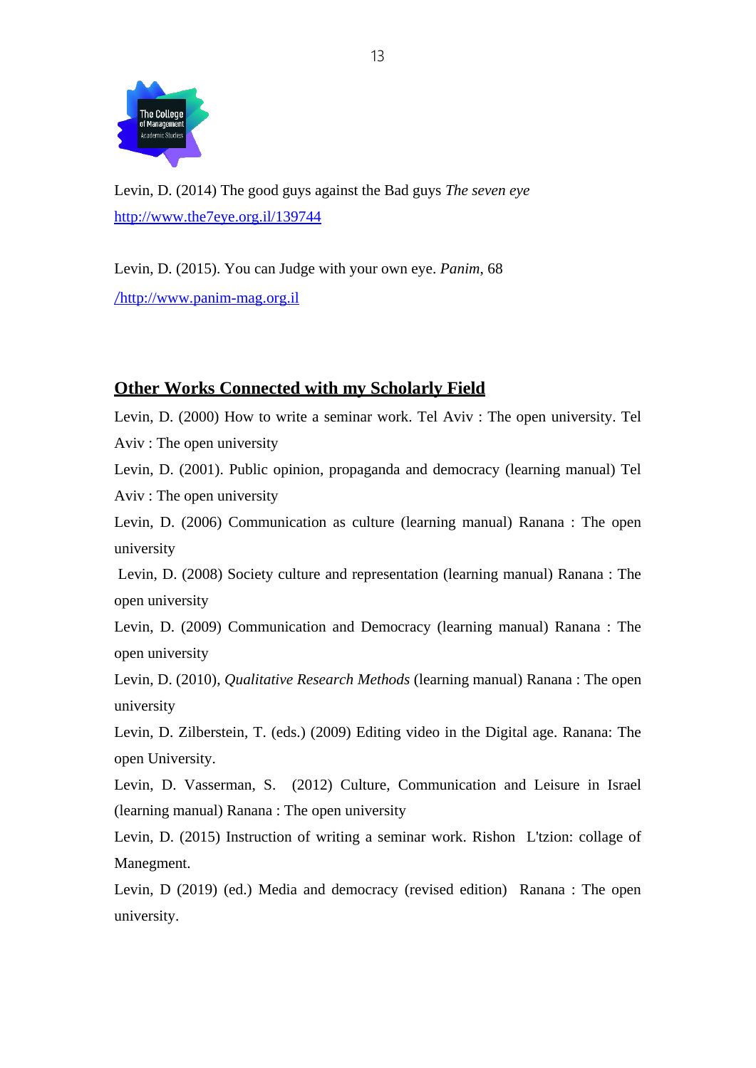Levin, D. (2014) The good guys against the Bad guys *The seven eye* http://www.the7eye.org.il/139744

Levin, D. (2015). You can Judge with your own eye. *Panim*, 68 /http://www.panim-mag.org.il

## Other Works Connected with my Scholarly Field

Levin, D. (2000) How to write a seminar work. Tel Aviv : The open university. Tel Aviv : The open university

Levin, D. (2001). Public opinion, propaganda and democracy (learning manual) Tel Aviv : The open university

Levin, D. (2006) Communication as culture (learning manual) Ranana : The open university

Levin, D. (2008) Society culture and representation (learning manual) Ranana : The open university

Levin, D. (2009) Communication and Democracy (learning manual) Ranana : The open university

Levin, D. (2010), *Qualitative Research Methods* (learning manual) Ranana : The open university

Levin, D. Zilberstein, T. (eds.) (2009) Editing video in the Digital age. Ranana: The open University.

Levin, D. Vasserman, S. (2012) Culture, Communication and Leisure in Israel (learning manual) Ranana : The open university

Levin, D. (2015) Instruction of writing a seminar work. Rishon L'tzion: collage of Manegment.

Levin, D (2019) (ed.) Media and democracy (revised edition) Ranana : The open university.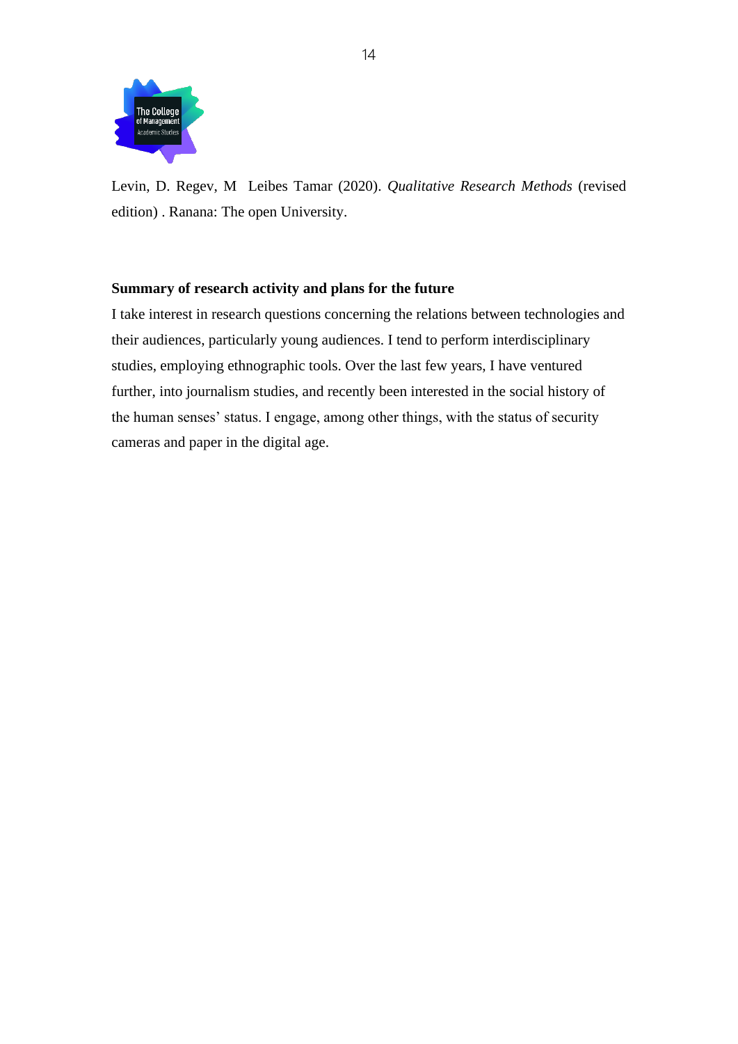Levin, D. Regev, M  Leibes Tamar (2020). *Qualitative Research Methods* (revised edition) . Ranana: The open University.

**Summary of research activity and plans for the future**

I take interest in research questions concerning the relations between technologies and their audiences, particularly young audiences. I tend to perform interdisciplinary studies, employing ethnographic tools. Over the last few years, I have ventured further, into journalism studies, and recently been interested in the social history of the human senses' status. I engage, among other things, with the status of security cameras and paper in the digital age.